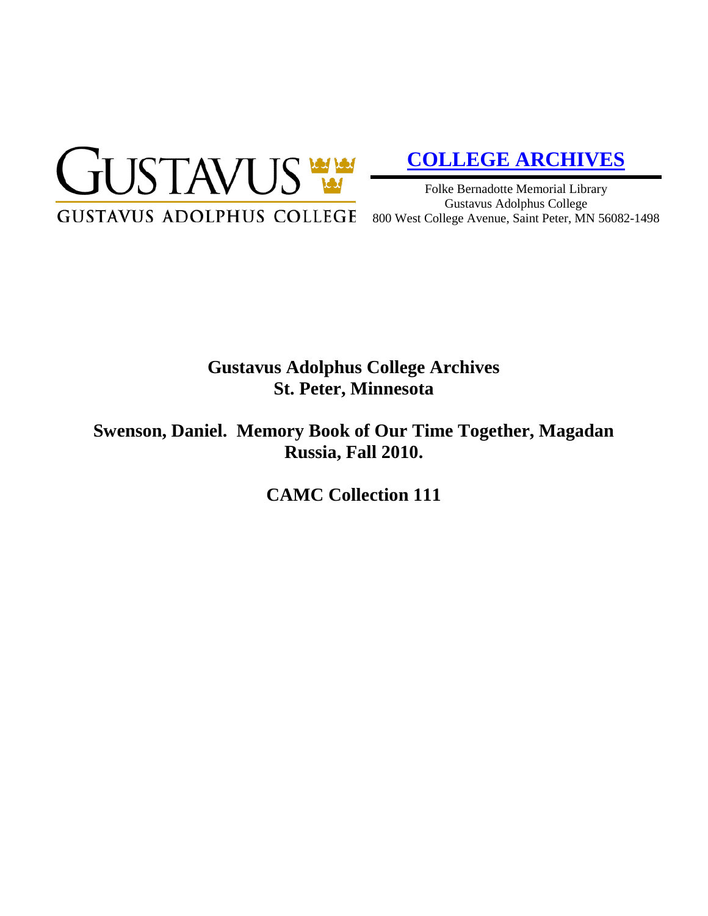GUSTAVUS

GUSTAVUS ADOLPHUS COLLEGE

**COLLEGE ARCHIVES**

Folke Bernadotte Memorial Library
Gustavus Adolphus College
800 West College Avenue, Saint Peter, MN 56082-1498

# Gustavus Adolphus College Archives
# St. Peter, Minnesota

## Swenson, Daniel. Memory Book of Our Time Together, Magadan Russia, Fall 2010.

## CAMC Collection 111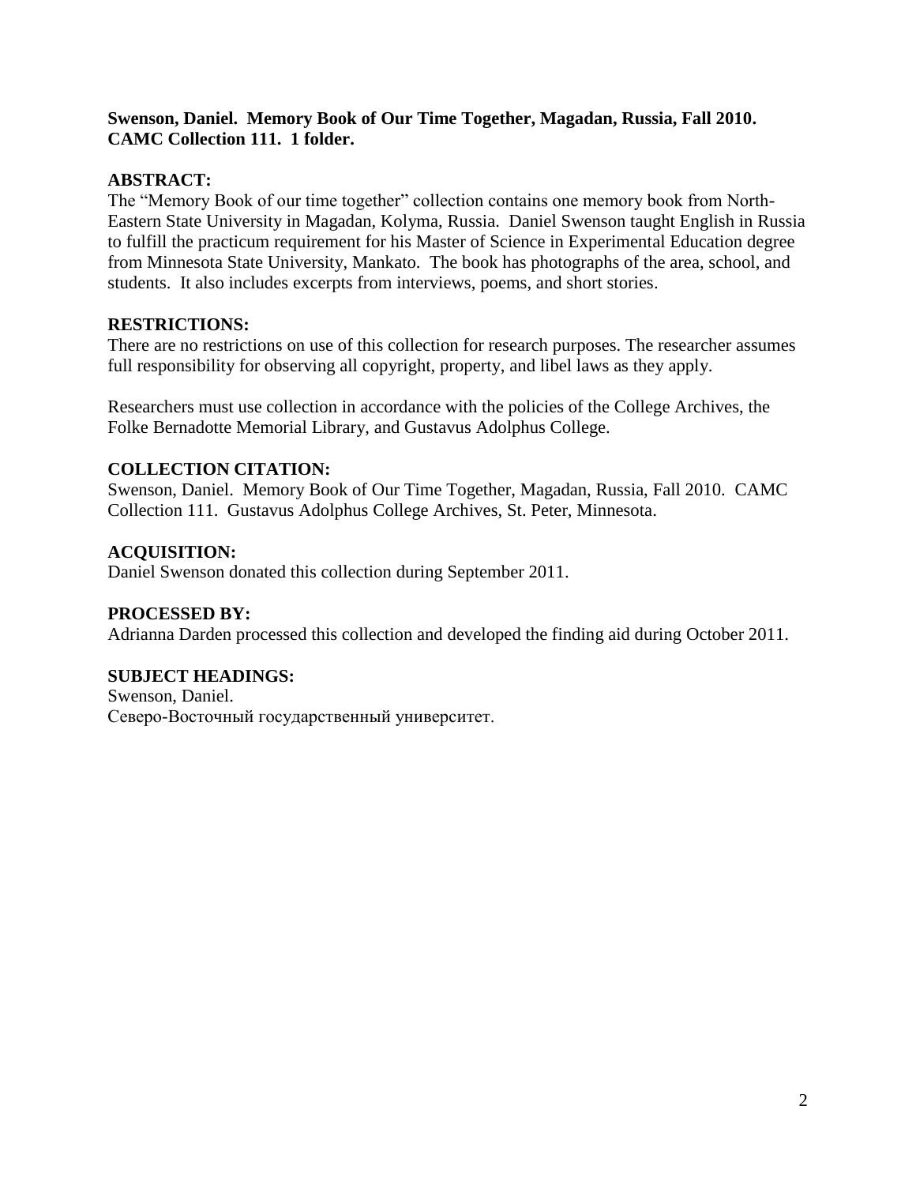**Swenson, Daniel. Memory Book of Our Time Together, Magadan, Russia, Fall 2010. CAMC Collection 111. 1 folder.**

**ABSTRACT:**
The "Memory Book of our time together" collection contains one memory book from North-Eastern State University in Magadan, Kolyma, Russia. Daniel Swenson taught English in Russia to fulfill the practicum requirement for his Master of Science in Experimental Education degree from Minnesota State University, Mankato. The book has photographs of the area, school, and students. It also includes excerpts from interviews, poems, and short stories.

**RESTRICTIONS:**
There are no restrictions on use of this collection for research purposes. The researcher assumes full responsibility for observing all copyright, property, and libel laws as they apply.

Researchers must use collection in accordance with the policies of the College Archives, the Folke Bernadotte Memorial Library, and Gustavus Adolphus College.

**COLLECTION CITATION:**
Swenson, Daniel. Memory Book of Our Time Together, Magadan, Russia, Fall 2010. CAMC Collection 111. Gustavus Adolphus College Archives, St. Peter, Minnesota.

**ACQUISITION:**
Daniel Swenson donated this collection during September 2011.

**PROCESSED BY:**
Adrianna Darden processed this collection and developed the finding aid during October 2011.

**SUBJECT HEADINGS:**
Swenson, Daniel.
Северо-Восточный государственный университет.